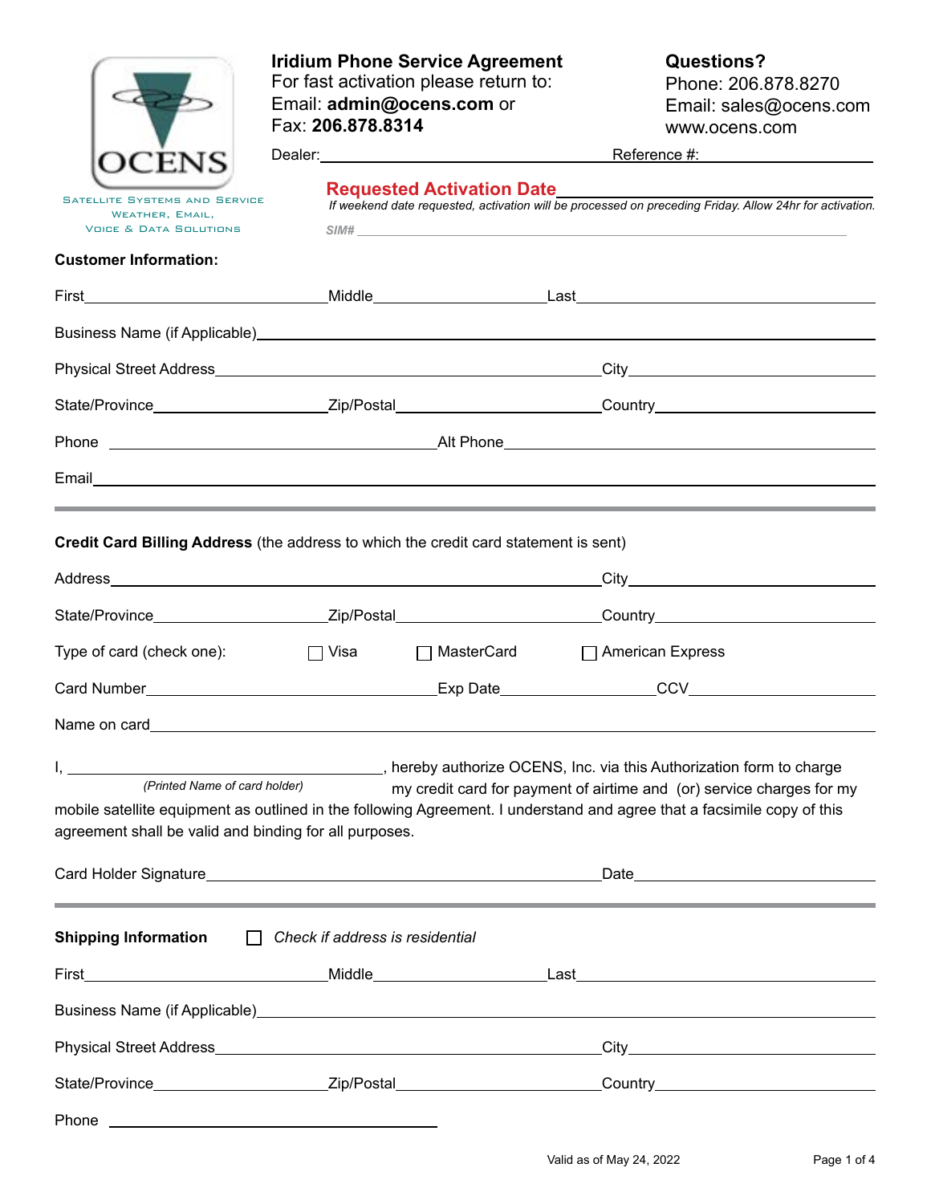OCENS

Satellite Systems and Service
Weather, Email,
Voice & Data Solutions

## Iridium Phone Service Agreement

For fast activation please return to:
Email: **admin@ocens.com** or
Fax: **206.878.8314**

**Questions?**
Phone: 206.878.8270
Email: sales@ocens.com
www.ocens.com

Dealer:\_\_\_\_\_\_\_\_\_\_\_\_\_\_\_\_\_\_\_\_ Reference #:\_\_\_\_\_\_\_\_\_\_\_\_\_\_\_\_\_\_\_\_

**Requested Activation Date**\_\_\_\_\_\_\_\_\_\_\_\_\_\_\_\_\_\_\_\_

*If weekend date requested, activation will be processed on preceding Friday. Allow 24hr for activation.*

*SIM#* \_\_\_\_\_\_\_\_\_\_\_\_\_\_\_\_\_\_\_\_

**Customer Information:**

First\_\_\_\_\_\_\_\_\_\_\_\_\_\_\_\_\_\_\_\_ Middle\_\_\_\_\_\_\_\_\_\_\_\_\_\_\_\_\_\_\_\_ Last\_\_\_\_\_\_\_\_\_\_\_\_\_\_\_\_\_\_\_\_

Business Name (if Applicable)\_\_\_\_\_\_\_\_\_\_\_\_\_\_\_\_\_\_\_\_

Physical Street Address\_\_\_\_\_\_\_\_\_\_\_\_\_\_\_\_\_\_\_\_ City\_\_\_\_\_\_\_\_\_\_\_\_\_\_\_\_\_\_\_\_

State/Province\_\_\_\_\_\_\_\_\_\_\_\_\_\_\_\_\_\_\_\_ Zip/Postal\_\_\_\_\_\_\_\_\_\_\_\_\_\_\_\_\_\_\_\_ Country\_\_\_\_\_\_\_\_\_\_\_\_\_\_\_\_\_\_\_\_

Phone \_\_\_\_\_\_\_\_\_\_\_\_\_\_\_\_\_\_\_\_ Alt Phone\_\_\_\_\_\_\_\_\_\_\_\_\_\_\_\_\_\_\_\_

Email\_\_\_\_\_\_\_\_\_\_\_\_\_\_\_\_\_\_\_\_

---

**Credit Card Billing Address** (the address to which the credit card statement is sent)

Address\_\_\_\_\_\_\_\_\_\_\_\_\_\_\_\_\_\_\_\_ City\_\_\_\_\_\_\_\_\_\_\_\_\_\_\_\_\_\_\_\_

State/Province\_\_\_\_\_\_\_\_\_\_\_\_\_\_\_\_\_\_\_\_ Zip/Postal\_\_\_\_\_\_\_\_\_\_\_\_\_\_\_\_\_\_\_\_ Country\_\_\_\_\_\_\_\_\_\_\_\_\_\_\_\_\_\_\_\_

Type of card (check one): ☐ Visa ☐ MasterCard ☐ American Express

Card Number\_\_\_\_\_\_\_\_\_\_\_\_\_\_\_\_\_\_\_\_ Exp Date\_\_\_\_\_\_\_\_\_\_\_\_\_\_\_\_\_\_\_\_ CCV\_\_\_\_\_\_\_\_\_\_\_\_\_\_\_\_\_\_\_\_

Name on card\_\_\_\_\_\_\_\_\_\_\_\_\_\_\_\_\_\_\_\_

I, \_\_\_\_\_\_\_\_\_\_\_\_\_\_\_\_\_\_\_\_ *(Printed Name of card holder)*, hereby authorize OCENS, Inc. via this Authorization form to charge my credit card for payment of airtime and (or) service charges for my mobile satellite equipment as outlined in the following Agreement. I understand and agree that a facsimile copy of this agreement shall be valid and binding for all purposes.

Card Holder Signature\_\_\_\_\_\_\_\_\_\_\_\_\_\_\_\_\_\_\_\_ Date\_\_\_\_\_\_\_\_\_\_\_\_\_\_\_\_\_\_\_\_

---

**Shipping Information** ☐ *Check if address is residential*

First\_\_\_\_\_\_\_\_\_\_\_\_\_\_\_\_\_\_\_\_ Middle\_\_\_\_\_\_\_\_\_\_\_\_\_\_\_\_\_\_\_\_ Last\_\_\_\_\_\_\_\_\_\_\_\_\_\_\_\_\_\_\_\_

Business Name (if Applicable)\_\_\_\_\_\_\_\_\_\_\_\_\_\_\_\_\_\_\_\_

Physical Street Address\_\_\_\_\_\_\_\_\_\_\_\_\_\_\_\_\_\_\_\_ City\_\_\_\_\_\_\_\_\_\_\_\_\_\_\_\_\_\_\_\_

State/Province\_\_\_\_\_\_\_\_\_\_\_\_\_\_\_\_\_\_\_\_ Zip/Postal\_\_\_\_\_\_\_\_\_\_\_\_\_\_\_\_\_\_\_\_ Country\_\_\_\_\_\_\_\_\_\_\_\_\_\_\_\_\_\_\_\_

Phone \_\_\_\_\_\_\_\_\_\_\_\_\_\_\_\_\_\_\_\_

Valid as of May 24, 2022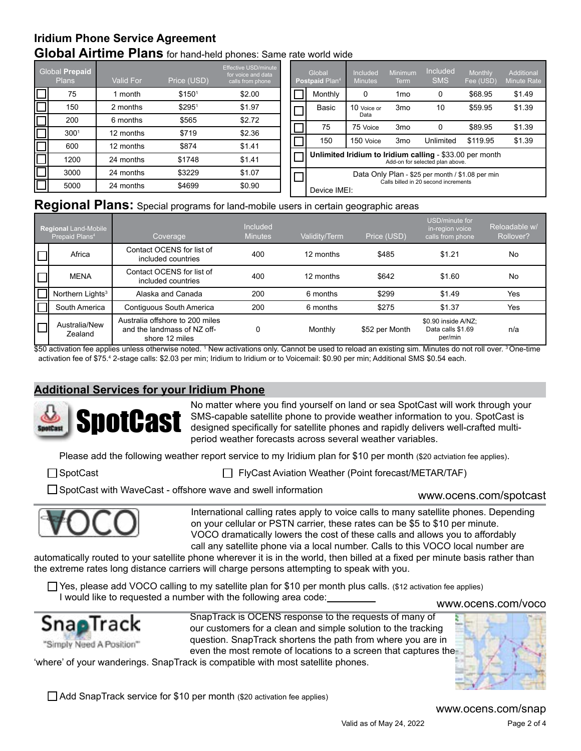## Iridium Phone Service Agreement

## Global Airtime Plans for hand-held phones: Same rate world wide

| | Global **Prepaid** Plans | Valid For | Price (USD) | Effective USD/minute for voice and data calls from phone |
|---|---|---|---|---|
| ☐ | 75 | 1 month | $150[1] | $2.00 |
| ☐ | 150 | 2 months | $295[1] | $1.97 |
| ☐ | 200 | 6 months | $565 | $2.72 |
| ☐ | 300[1] | 12 months | $719 | $2.36 |
| ☐ | 600 | 12 months | $874 | $1.41 |
| ☐ | 1200 | 24 months | $1748 | $1.41 |
| ☐ | 3000 | 24 months | $3229 | $1.07 |
| ☐ | 5000 | 24 months | $4699 | $0.90 |

| | Global **Postpaid** Plan[4] | Included Minutes | Minimum Term | Included SMS | Monthly Fee (USD) | Additional Minute Rate |
|---|---|---|---|---|---|---|
| ☐ | Monthly | 0 | 1mo | 0 | $68.95 | $1.49 |
| ☐ | Basic | 10 Voice or Data | 3mo | 10 | $59.95 | $1.39 |
| ☐ | 75 | 75 Voice | 3mo | 0 | $89.95 | $1.39 |
| ☐ | 150 | 150 Voice | 3mo | Unlimited | $119.95 | $1.39 |
| ☐ | **Unlimited Iridium to Iridium calling** - $33.00 per month. Add-on for selected plan above. | | | | | |
| ☐ | Data Only Plan - $25 per month / $1.08 per min. Calls billed in 20 second increments. Device IMEI: | | | | | |

## Regional Plans: Special programs for land-mobile users in certain geographic areas

| | **Regional** Land-Mobile Prepaid Plans[4] | Coverage | Included Minutes | Validity/Term | Price (USD) | USD/minute for in-region voice calls from phone | Reloadable w/ Rollover? |
|---|---|---|---|---|---|---|---|
| ☐ | Africa | Contact OCENS for list of included countries | 400 | 12 months | $485 | $1.21 | No |
| ☐ | MENA | Contact OCENS for list of included countries | 400 | 12 months | $642 | $1.60 | No |
| ☐ | Northern Lights[3] | Alaska and Canada | 200 | 6 months | $299 | $1.49 | Yes |
| ☐ | South America | Contiguous South America | 200 | 6 months | $275 | $1.37 | Yes |
| ☐ | Australia/New Zealand | Australia offshore to 200 miles and the landmass of NZ off-shore 12 miles | 0 | Monthly | $52 per Month | $0.90 inside A/NZ; Data calls $1.69 per/min | n/a |

$50 activation fee applies unless otherwise noted. [1] New activations only. Cannot be used to reload an existing sim. Minutes do not roll over. [3] One-time activation fee of $75. [4] 2-stage calls: $2.03 per min; Iridium to Iridium or to Voicemail: $0.90 per min; Additional SMS $0.54 each.

## Additional Services for your Iridium Phone

### SpotCast

No matter where you find yourself on land or sea SpotCast will work through your SMS-capable satellite phone to provide weather information to you. SpotCast is designed specifically for satellite phones and rapidly delivers well-crafted multi-period weather forecasts across several weather variables.

Please add the following weather report service to my Iridium plan for $10 per month ($20 actviation fee applies).

☐ SpotCast ☐ FlyCast Aviation Weather (Point forecast/METAR/TAF)

☐ SpotCast with WaveCast - offshore wave and swell information

www.ocens.com/spotcast

### VOCO

International calling rates apply to voice calls to many satellite phones. Depending on your cellular or PSTN carrier, these rates can be $5 to $10 per minute. VOCO dramatically lowers the cost of these calls and allows you to affordably call any satellite phone via a local number. Calls to this VOCO local number are automatically routed to your satellite phone wherever it is in the world, then billed at a fixed per minute basis rather than the extreme rates long distance carriers will charge persons attempting to speak with you.

☐ Yes, please add VOCO calling to my satellite plan for $10 per month plus calls. ($12 activation fee applies)
I would like to requested a number with the following area code:\_\_\_\_\_\_\_\_\_

www.ocens.com/voco

### SnapTrack

"Simply Need A Position"

SnapTrack is OCENS response to the requests of many of our customers for a clean and simple solution to the tracking question. SnapTrack shortens the path from where you are in even the most remote of locations to a screen that captures the 'where' of your wanderings. SnapTrack is compatible with most satellite phones.

☐ Add SnapTrack service for $10 per month ($20 activation fee applies)

www.ocens.com/snap

Valid as of May 24, 2022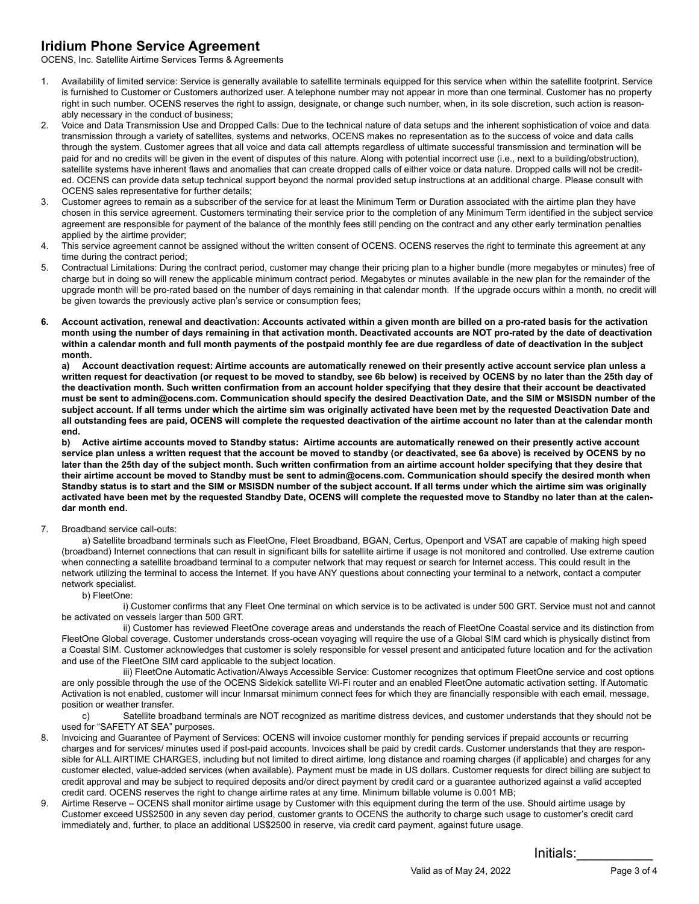# Iridium Phone Service Agreement

OCENS, Inc. Satellite Airtime Services Terms & Agreements

1. Availability of limited service: Service is generally available to satellite terminals equipped for this service when within the satellite footprint. Service is furnished to Customer or Customers authorized user. A telephone number may not appear in more than one terminal. Customer has no property right in such number. OCENS reserves the right to assign, designate, or change such number, when, in its sole discretion, such action is reasonably necessary in the conduct of business;
2. Voice and Data Transmission Use and Dropped Calls: Due to the technical nature of data setups and the inherent sophistication of voice and data transmission through a variety of satellites, systems and networks, OCENS makes no representation as to the success of voice and data calls through the system. Customer agrees that all voice and data call attempts regardless of ultimate successful transmission and termination will be paid for and no credits will be given in the event of disputes of this nature. Along with potential incorrect use (i.e., next to a building/obstruction), satellite systems have inherent flaws and anomalies that can create dropped calls of either voice or data nature. Dropped calls will not be credited. OCENS can provide data setup technical support beyond the normal provided setup instructions at an additional charge. Please consult with OCENS sales representative for further details;
3. Customer agrees to remain as a subscriber of the service for at least the Minimum Term or Duration associated with the airtime plan they have chosen in this service agreement. Customers terminating their service prior to the completion of any Minimum Term identified in the subject service agreement are responsible for payment of the balance of the monthly fees still pending on the contract and any other early termination penalties applied by the airtime provider;
4. This service agreement cannot be assigned without the written consent of OCENS. OCENS reserves the right to terminate this agreement at any time during the contract period;
5. Contractual Limitations: During the contract period, customer may change their pricing plan to a higher bundle (more megabytes or minutes) free of charge but in doing so will renew the applicable minimum contract period. Megabytes or minutes available in the new plan for the remainder of the upgrade month will be pro-rated based on the number of days remaining in that calendar month. If the upgrade occurs within a month, no credit will be given towards the previously active plan's service or consumption fees;
6. **Account activation, renewal and deactivation: Accounts activated within a given month are billed on a pro-rated basis for the activation month using the number of days remaining in that activation month. Deactivated accounts are NOT pro-rated by the date of deactivation within a calendar month and full month payments of the postpaid monthly fee are due regardless of date of deactivation in the subject month.**

   **a) Account deactivation request: Airtime accounts are automatically renewed on their presently active account service plan unless a written request for deactivation (or request to be moved to standby, see 6b below) is received by OCENS by no later than the 25th day of the deactivation month. Such written confirmation from an account holder specifying that they desire that their account be deactivated must be sent to admin@ocens.com. Communication should specify the desired Deactivation Date, and the SIM or MSISDN number of the subject account. If all terms under which the airtime sim was originally activated have been met by the requested Deactivation Date and all outstanding fees are paid, OCENS will complete the requested deactivation of the airtime account no later than at the calendar month end.**

   **b) Active airtime accounts moved to Standby status: Airtime accounts are automatically renewed on their presently active account service plan unless a written request that the account be moved to standby (or deactivated, see 6a above) is received by OCENS by no later than the 25th day of the subject month. Such written confirmation from an airtime account holder specifying that they desire that their airtime account be moved to Standby must be sent to admin@ocens.com. Communication should specify the desired month when Standby status is to start and the SIM or MSISDN number of the subject account. If all terms under which the airtime sim was originally activated have been met by the requested Standby Date, OCENS will complete the requested move to Standby no later than at the calendar month end.**

7. Broadband service call-outs:

   a) Satellite broadband terminals such as FleetOne, Fleet Broadband, BGAN, Certus, Openport and VSAT are capable of making high speed (broadband) Internet connections that can result in significant bills for satellite airtime if usage is not monitored and controlled. Use extreme caution when connecting a satellite broadband terminal to a computer network that may request or search for Internet access. This could result in the network utilizing the terminal to access the Internet. If you have ANY questions about connecting your terminal to a network, contact a computer network specialist.

   b) FleetOne:

   i) Customer confirms that any Fleet One terminal on which service is to be activated is under 500 GRT. Service must not and cannot be activated on vessels larger than 500 GRT.

   ii) Customer has reviewed FleetOne coverage areas and understands the reach of FleetOne Coastal service and its distinction from FleetOne Global coverage. Customer understands cross-ocean voyaging will require the use of a Global SIM card which is physically distinct from a Coastal SIM. Customer acknowledges that customer is solely responsible for vessel present and anticipated future location and for the activation and use of the FleetOne SIM card applicable to the subject location.

   iii) FleetOne Automatic Activation/Always Accessible Service: Customer recognizes that optimum FleetOne service and cost options are only possible through the use of the OCENS Sidekick satellite Wi-Fi router and an enabled FleetOne automatic activation setting. If Automatic Activation is not enabled, customer will incur Inmarsat minimum connect fees for which they are financially responsible with each email, message, position or weather transfer.

   c) Satellite broadband terminals are NOT recognized as maritime distress devices, and customer understands that they should not be used for "SAFETY AT SEA" purposes.

8. Invoicing and Guarantee of Payment of Services: OCENS will invoice customer monthly for pending services if prepaid accounts or recurring charges and for services/ minutes used if post-paid accounts. Invoices shall be paid by credit cards. Customer understands that they are responsible for ALL AIRTIME CHARGES, including but not limited to direct airtime, long distance and roaming charges (if applicable) and charges for any customer elected, value-added services (when available). Payment must be made in US dollars. Customer requests for direct billing are subject to credit approval and may be subject to required deposits and/or direct payment by credit card or a guarantee authorized against a valid accepted credit card. OCENS reserves the right to change airtime rates at any time. Minimum billable volume is 0.001 MB;
9. Airtime Reserve – OCENS shall monitor airtime usage by Customer with this equipment during the term of the use. Should airtime usage by Customer exceed US$2500 in any seven day period, customer grants to OCENS the authority to charge such usage to customer's credit card immediately and, further, to place an additional US$2500 in reserve, via credit card payment, against future usage.

Initials:__________

Valid as of May 24, 2022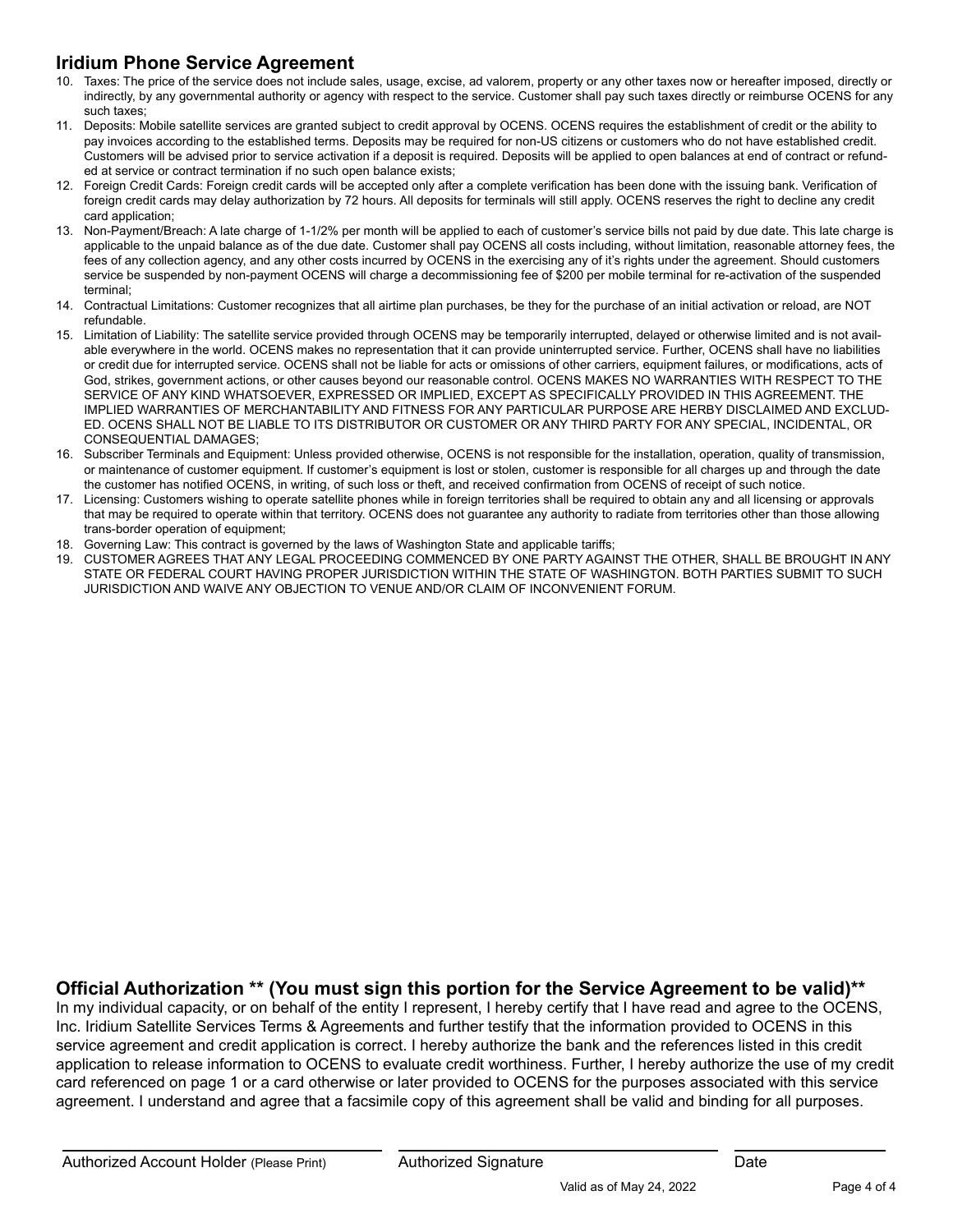## Iridium Phone Service Agreement

10. Taxes: The price of the service does not include sales, usage, excise, ad valorem, property or any other taxes now or hereafter imposed, directly or indirectly, by any governmental authority or agency with respect to the service. Customer shall pay such taxes directly or reimburse OCENS for any such taxes;
11. Deposits: Mobile satellite services are granted subject to credit approval by OCENS. OCENS requires the establishment of credit or the ability to pay invoices according to the established terms. Deposits may be required for non-US citizens or customers who do not have established credit. Customers will be advised prior to service activation if a deposit is required. Deposits will be applied to open balances at end of contract or refunded at service or contract termination if no such open balance exists;
12. Foreign Credit Cards: Foreign credit cards will be accepted only after a complete verification has been done with the issuing bank. Verification of foreign credit cards may delay authorization by 72 hours. All deposits for terminals will still apply. OCENS reserves the right to decline any credit card application;
13. Non-Payment/Breach: A late charge of 1-1/2% per month will be applied to each of customer's service bills not paid by due date. This late charge is applicable to the unpaid balance as of the due date. Customer shall pay OCENS all costs including, without limitation, reasonable attorney fees, the fees of any collection agency, and any other costs incurred by OCENS in the exercising any of it's rights under the agreement. Should customers service be suspended by non-payment OCENS will charge a decommissioning fee of $200 per mobile terminal for re-activation of the suspended terminal;
14. Contractual Limitations: Customer recognizes that all airtime plan purchases, be they for the purchase of an initial activation or reload, are NOT refundable.
15. Limitation of Liability: The satellite service provided through OCENS may be temporarily interrupted, delayed or otherwise limited and is not available everywhere in the world. OCENS makes no representation that it can provide uninterrupted service. Further, OCENS shall have no liabilities or credit due for interrupted service. OCENS shall not be liable for acts or omissions of other carriers, equipment failures, or modifications, acts of God, strikes, government actions, or other causes beyond our reasonable control. OCENS MAKES NO WARRANTIES WITH RESPECT TO THE SERVICE OF ANY KIND WHATSOEVER, EXPRESSED OR IMPLIED, EXCEPT AS SPECIFICALLY PROVIDED IN THIS AGREEMENT. THE IMPLIED WARRANTIES OF MERCHANTABILITY AND FITNESS FOR ANY PARTICULAR PURPOSE ARE HERBY DISCLAIMED AND EXCLUDED. OCENS SHALL NOT BE LIABLE TO ITS DISTRIBUTOR OR CUSTOMER OR ANY THIRD PARTY FOR ANY SPECIAL, INCIDENTAL, OR CONSEQUENTIAL DAMAGES;
16. Subscriber Terminals and Equipment: Unless provided otherwise, OCENS is not responsible for the installation, operation, quality of transmission, or maintenance of customer equipment. If customer's equipment is lost or stolen, customer is responsible for all charges up and through the date the customer has notified OCENS, in writing, of such loss or theft, and received confirmation from OCENS of receipt of such notice.
17. Licensing: Customers wishing to operate satellite phones while in foreign territories shall be required to obtain any and all licensing or approvals that may be required to operate within that territory. OCENS does not guarantee any authority to radiate from territories other than those allowing trans-border operation of equipment;
18. Governing Law: This contract is governed by the laws of Washington State and applicable tariffs;
19. CUSTOMER AGREES THAT ANY LEGAL PROCEEDING COMMENCED BY ONE PARTY AGAINST THE OTHER, SHALL BE BROUGHT IN ANY STATE OR FEDERAL COURT HAVING PROPER JURISDICTION WITHIN THE STATE OF WASHINGTON. BOTH PARTIES SUBMIT TO SUCH JURISDICTION AND WAIVE ANY OBJECTION TO VENUE AND/OR CLAIM OF INCONVENIENT FORUM.

## Official Authorization ** (You must sign this portion for the Service Agreement to be valid)**

In my individual capacity, or on behalf of the entity I represent, I hereby certify that I have read and agree to the OCENS, Inc. Iridium Satellite Services Terms & Agreements and further testify that the information provided to OCENS in this service agreement and credit application is correct. I hereby authorize the bank and the references listed in this credit application to release information to OCENS to evaluate credit worthiness. Further, I hereby authorize the use of my credit card referenced on page 1 or a card otherwise or later provided to OCENS for the purposes associated with this service agreement. I understand and agree that a facsimile copy of this agreement shall be valid and binding for all purposes.

Authorized Account Holder (Please Print) ____________________ Authorized Signature ____________________ Date ____________

Valid as of May 24, 2022